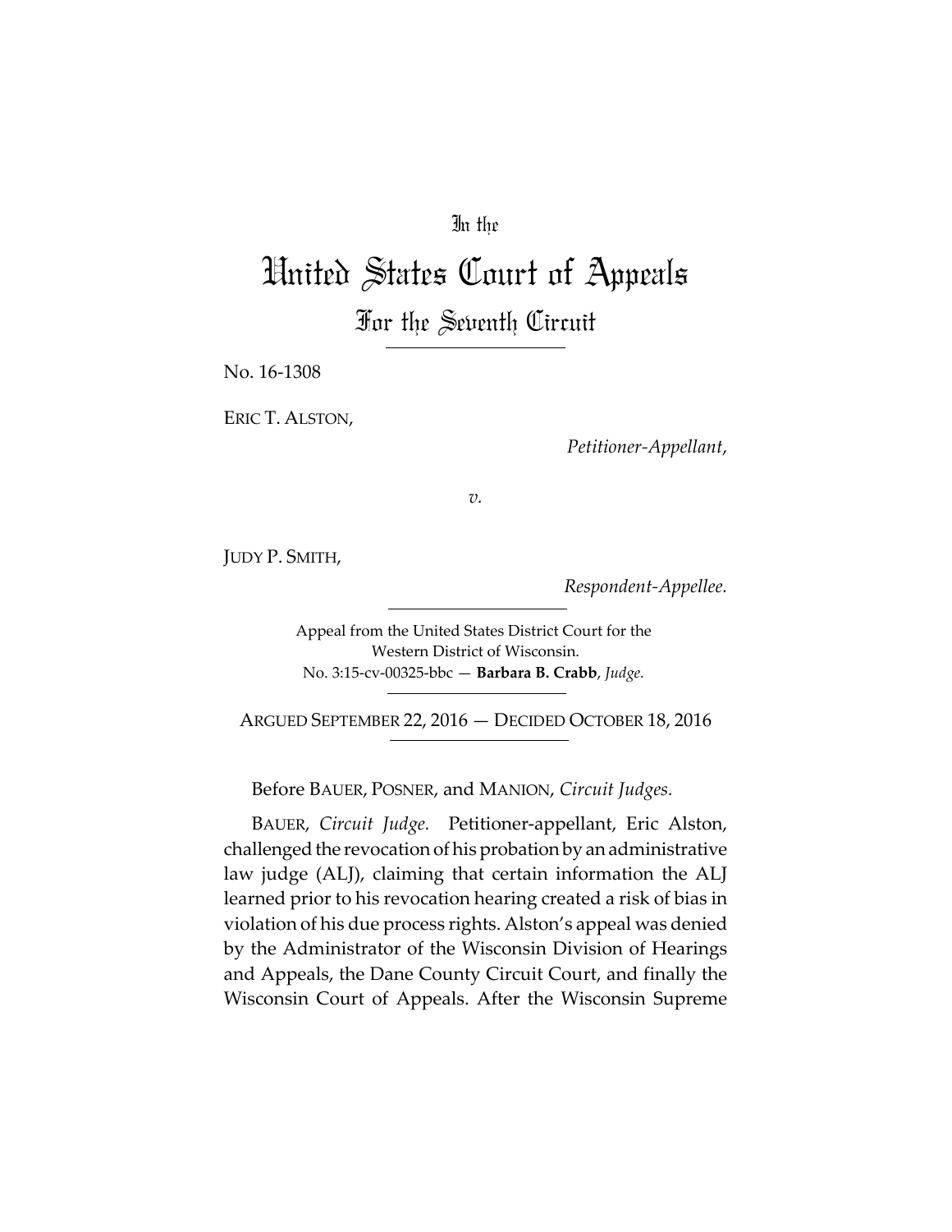In the

# United States Court of Appeals

## For the Seventh Circuit

No. 16-1308

ERIC T. ALSTON,

*Petitioner-Appellant*,

*v.*

JUDY P. SMITH,

*Respondent-Appellee.*

Appeal from the United States District Court for the Western District of Wisconsin.
No. 3:15-cv-00325-bbc — **Barbara B. Crabb**, *Judge.*

ARGUED SEPTEMBER 22, 2016 — DECIDED OCTOBER 18, 2016

Before BAUER, POSNER, and MANION, *Circuit Judges.*

BAUER, *Circuit Judge.* Petitioner-appellant, Eric Alston, challenged the revocation of his probation by an administrative law judge (ALJ), claiming that certain information the ALJ learned prior to his revocation hearing created a risk of bias in violation of his due process rights. Alston's appeal was denied by the Administrator of the Wisconsin Division of Hearings and Appeals, the Dane County Circuit Court, and finally the Wisconsin Court of Appeals. After the Wisconsin Supreme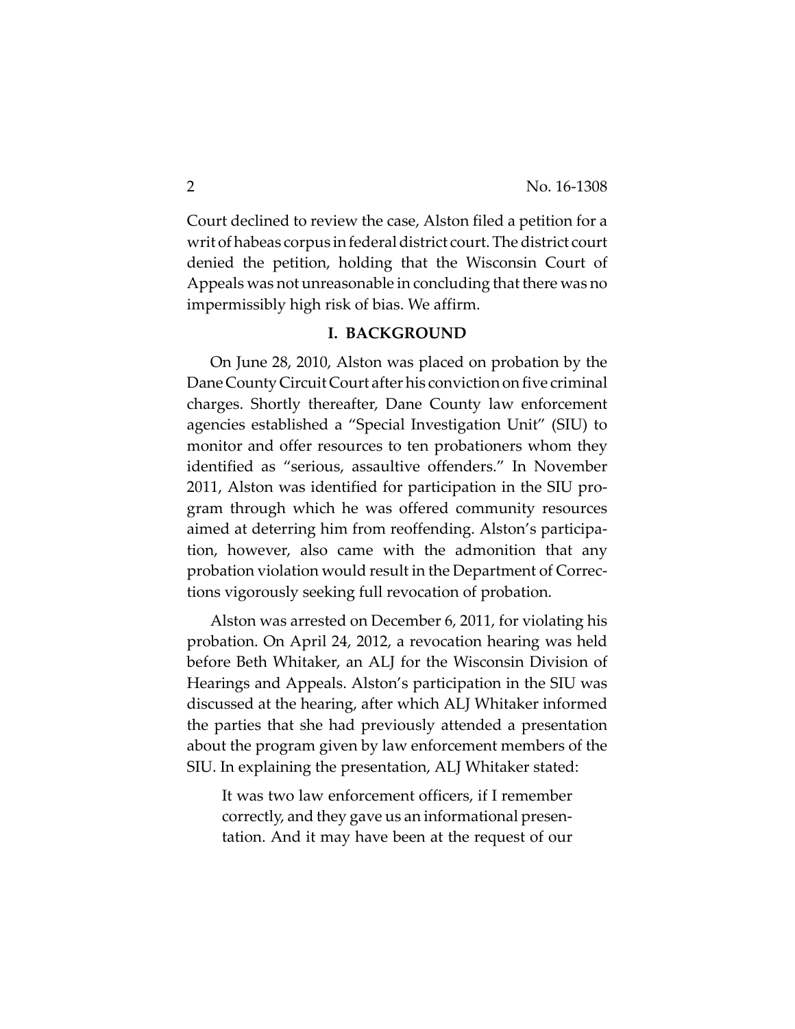Court declined to review the case, Alston filed a petition for a writ of habeas corpus in federal district court. The district court denied the petition, holding that the Wisconsin Court of Appeals was not unreasonable in concluding that there was no impermissibly high risk of bias. We affirm.

## I. BACKGROUND

On June 28, 2010, Alston was placed on probation by the Dane County Circuit Court after his conviction on five criminal charges. Shortly thereafter, Dane County law enforcement agencies established a "Special Investigation Unit" (SIU) to monitor and offer resources to ten probationers whom they identified as "serious, assaultive offenders." In November 2011, Alston was identified for participation in the SIU program through which he was offered community resources aimed at deterring him from reoffending. Alston's participation, however, also came with the admonition that any probation violation would result in the Department of Corrections vigorously seeking full revocation of probation.

Alston was arrested on December 6, 2011, for violating his probation. On April 24, 2012, a revocation hearing was held before Beth Whitaker, an ALJ for the Wisconsin Division of Hearings and Appeals. Alston's participation in the SIU was discussed at the hearing, after which ALJ Whitaker informed the parties that she had previously attended a presentation about the program given by law enforcement members of the SIU. In explaining the presentation, ALJ Whitaker stated:

> It was two law enforcement officers, if I remember correctly, and they gave us an informational presentation. And it may have been at the request of our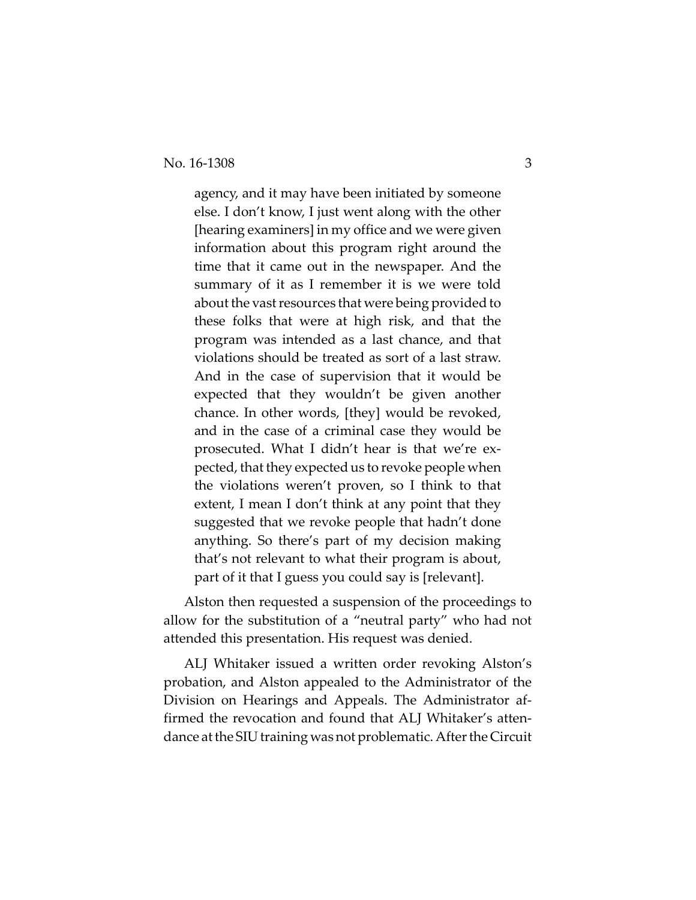> agency, and it may have been initiated by someone else. I don't know, I just went along with the other [hearing examiners] in my office and we were given information about this program right around the time that it came out in the newspaper. And the summary of it as I remember it is we were told about the vast resources that were being provided to these folks that were at high risk, and that the program was intended as a last chance, and that violations should be treated as sort of a last straw. And in the case of supervision that it would be expected that they wouldn't be given another chance. In other words, [they] would be revoked, and in the case of a criminal case they would be prosecuted. What I didn't hear is that we're expected, that they expected us to revoke people when the violations weren't proven, so I think to that extent, I mean I don't think at any point that they suggested that we revoke people that hadn't done anything. So there's part of my decision making that's not relevant to what their program is about, part of it that I guess you could say is [relevant].

Alston then requested a suspension of the proceedings to allow for the substitution of a "neutral party" who had not attended this presentation. His request was denied.

ALJ Whitaker issued a written order revoking Alston's probation, and Alston appealed to the Administrator of the Division on Hearings and Appeals. The Administrator affirmed the revocation and found that ALJ Whitaker's attendance at the SIU training was not problematic. After the Circuit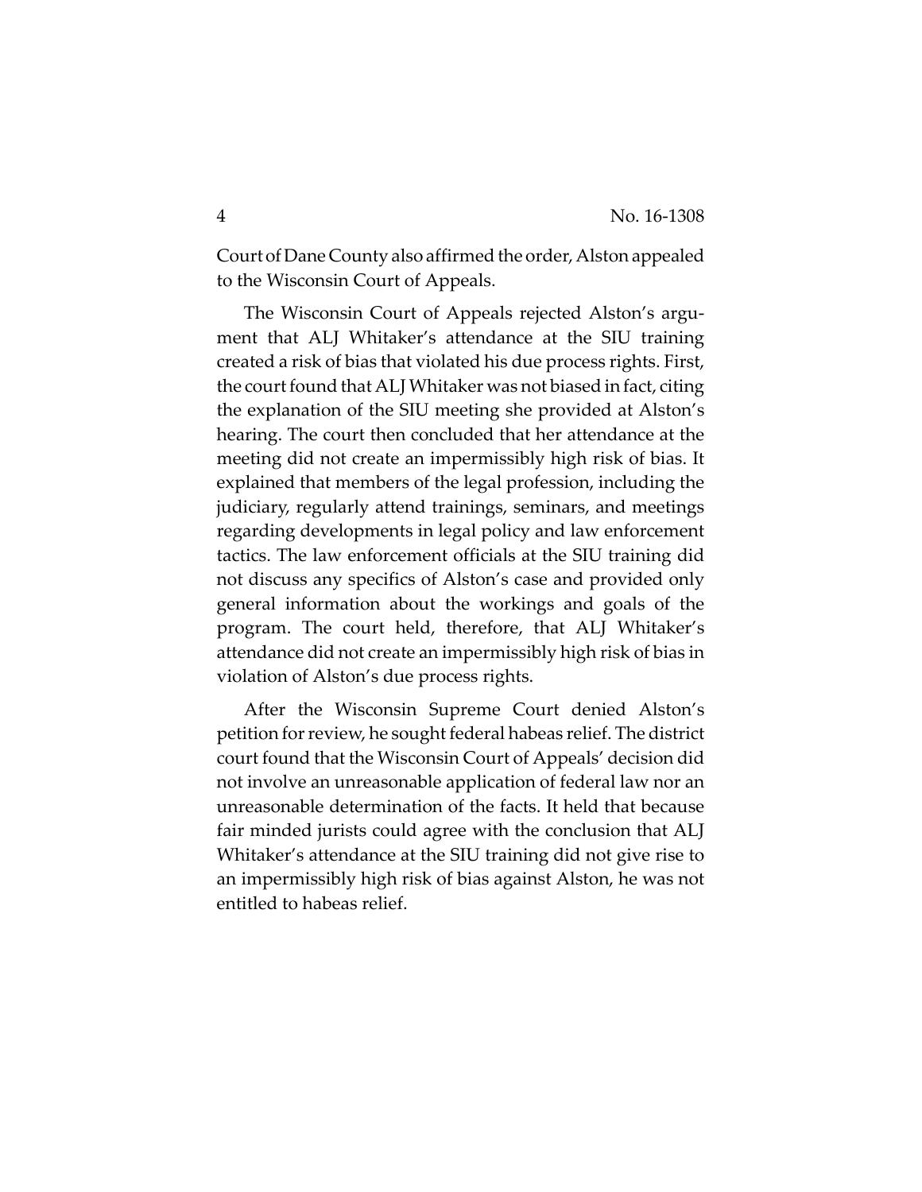Court of Dane County also affirmed the order, Alston appealed to the Wisconsin Court of Appeals.

The Wisconsin Court of Appeals rejected Alston's argument that ALJ Whitaker's attendance at the SIU training created a risk of bias that violated his due process rights. First, the court found that ALJ Whitaker was not biased in fact, citing the explanation of the SIU meeting she provided at Alston's hearing. The court then concluded that her attendance at the meeting did not create an impermissibly high risk of bias. It explained that members of the legal profession, including the judiciary, regularly attend trainings, seminars, and meetings regarding developments in legal policy and law enforcement tactics. The law enforcement officials at the SIU training did not discuss any specifics of Alston's case and provided only general information about the workings and goals of the program. The court held, therefore, that ALJ Whitaker's attendance did not create an impermissibly high risk of bias in violation of Alston's due process rights.

After the Wisconsin Supreme Court denied Alston's petition for review, he sought federal habeas relief. The district court found that the Wisconsin Court of Appeals' decision did not involve an unreasonable application of federal law nor an unreasonable determination of the facts. It held that because fair minded jurists could agree with the conclusion that ALJ Whitaker's attendance at the SIU training did not give rise to an impermissibly high risk of bias against Alston, he was not entitled to habeas relief.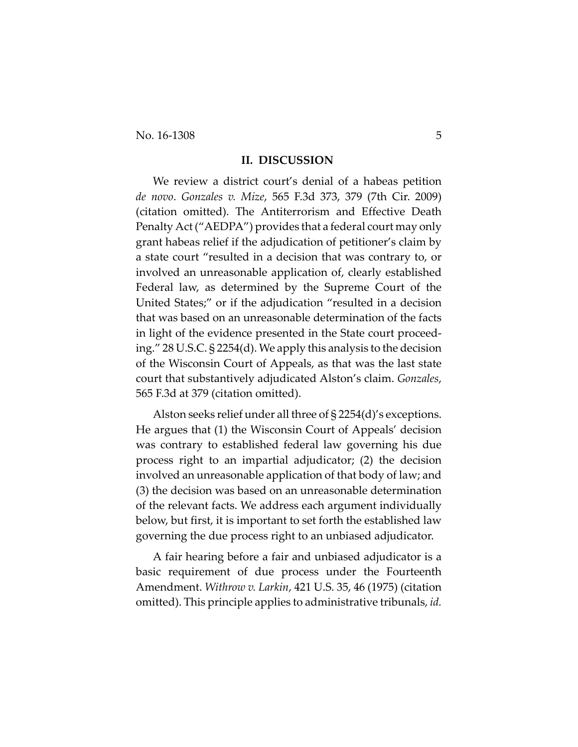## II. DISCUSSION

We review a district court's denial of a habeas petition *de novo*. *Gonzales v. Mize*, 565 F.3d 373, 379 (7th Cir. 2009) (citation omitted). The Antiterrorism and Effective Death Penalty Act ("AEDPA") provides that a federal court may only grant habeas relief if the adjudication of petitioner's claim by a state court "resulted in a decision that was contrary to, or involved an unreasonable application of, clearly established Federal law, as determined by the Supreme Court of the United States;" or if the adjudication "resulted in a decision that was based on an unreasonable determination of the facts in light of the evidence presented in the State court proceeding." 28 U.S.C. § 2254(d). We apply this analysis to the decision of the Wisconsin Court of Appeals, as that was the last state court that substantively adjudicated Alston's claim. *Gonzales*, 565 F.3d at 379 (citation omitted).

Alston seeks relief under all three of § 2254(d)'s exceptions. He argues that (1) the Wisconsin Court of Appeals' decision was contrary to established federal law governing his due process right to an impartial adjudicator; (2) the decision involved an unreasonable application of that body of law; and (3) the decision was based on an unreasonable determination of the relevant facts. We address each argument individually below, but first, it is important to set forth the established law governing the due process right to an unbiased adjudicator.

A fair hearing before a fair and unbiased adjudicator is a basic requirement of due process under the Fourteenth Amendment. *Withrow v. Larkin*, 421 U.S. 35, 46 (1975) (citation omitted). This principle applies to administrative tribunals, *id.*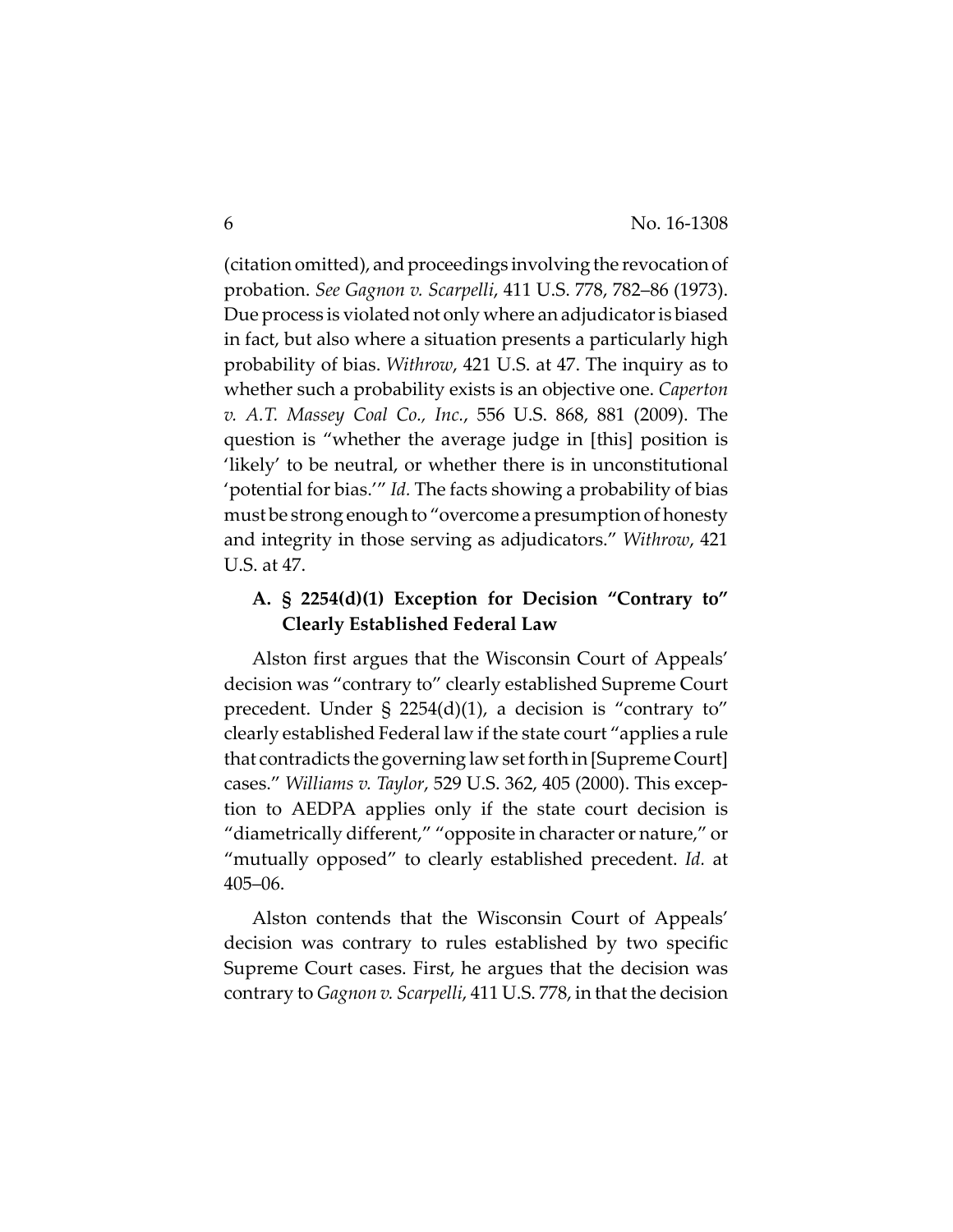(citation omitted), and proceedings involving the revocation of probation. *See Gagnon v. Scarpelli*, 411 U.S. 778, 782–86 (1973). Due process is violated not only where an adjudicator is biased in fact, but also where a situation presents a particularly high probability of bias. *Withrow*, 421 U.S. at 47. The inquiry as to whether such a probability exists is an objective one. *Caperton v. A.T. Massey Coal Co., Inc.*, 556 U.S. 868, 881 (2009). The question is "whether the average judge in [this] position is 'likely' to be neutral, or whether there is in unconstitutional 'potential for bias.'" *Id.* The facts showing a probability of bias must be strong enough to "overcome a presumption of honesty and integrity in those serving as adjudicators." *Withrow*, 421 U.S. at 47.

### A. § 2254(d)(1) Exception for Decision "Contrary to" Clearly Established Federal Law

Alston first argues that the Wisconsin Court of Appeals' decision was "contrary to" clearly established Supreme Court precedent. Under § 2254(d)(1), a decision is "contrary to" clearly established Federal law if the state court "applies a rule that contradicts the governing law set forth in [Supreme Court] cases." *Williams v. Taylor*, 529 U.S. 362, 405 (2000). This exception to AEDPA applies only if the state court decision is "diametrically different," "opposite in character or nature," or "mutually opposed" to clearly established precedent. *Id.* at 405–06.

Alston contends that the Wisconsin Court of Appeals' decision was contrary to rules established by two specific Supreme Court cases. First, he argues that the decision was contrary to *Gagnon v. Scarpelli*, 411 U.S. 778, in that the decision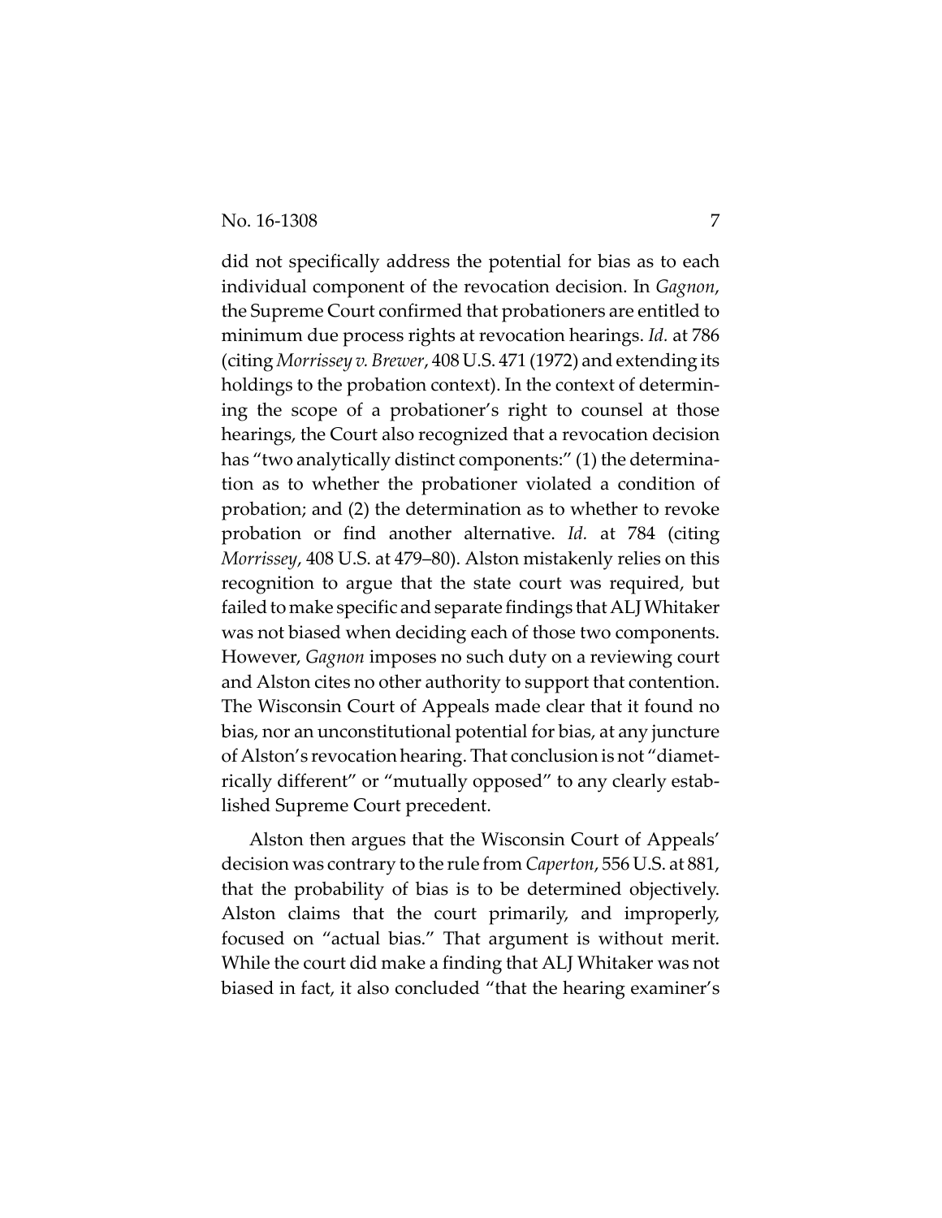did not specifically address the potential for bias as to each individual component of the revocation decision. In *Gagnon*, the Supreme Court confirmed that probationers are entitled to minimum due process rights at revocation hearings. *Id.* at 786 (citing *Morrissey v. Brewer*, 408 U.S. 471 (1972) and extending its holdings to the probation context). In the context of determining the scope of a probationer's right to counsel at those hearings, the Court also recognized that a revocation decision has "two analytically distinct components:" (1) the determination as to whether the probationer violated a condition of probation; and (2) the determination as to whether to revoke probation or find another alternative. *Id.* at 784 (citing *Morrissey*, 408 U.S. at 479–80). Alston mistakenly relies on this recognition to argue that the state court was required, but failed to make specific and separate findings that ALJ Whitaker was not biased when deciding each of those two components. However, *Gagnon* imposes no such duty on a reviewing court and Alston cites no other authority to support that contention. The Wisconsin Court of Appeals made clear that it found no bias, nor an unconstitutional potential for bias, at any juncture of Alston's revocation hearing. That conclusion is not "diametrically different" or "mutually opposed" to any clearly established Supreme Court precedent.

Alston then argues that the Wisconsin Court of Appeals' decision was contrary to the rule from *Caperton*, 556 U.S. at 881, that the probability of bias is to be determined objectively. Alston claims that the court primarily, and improperly, focused on "actual bias." That argument is without merit. While the court did make a finding that ALJ Whitaker was not biased in fact, it also concluded "that the hearing examiner's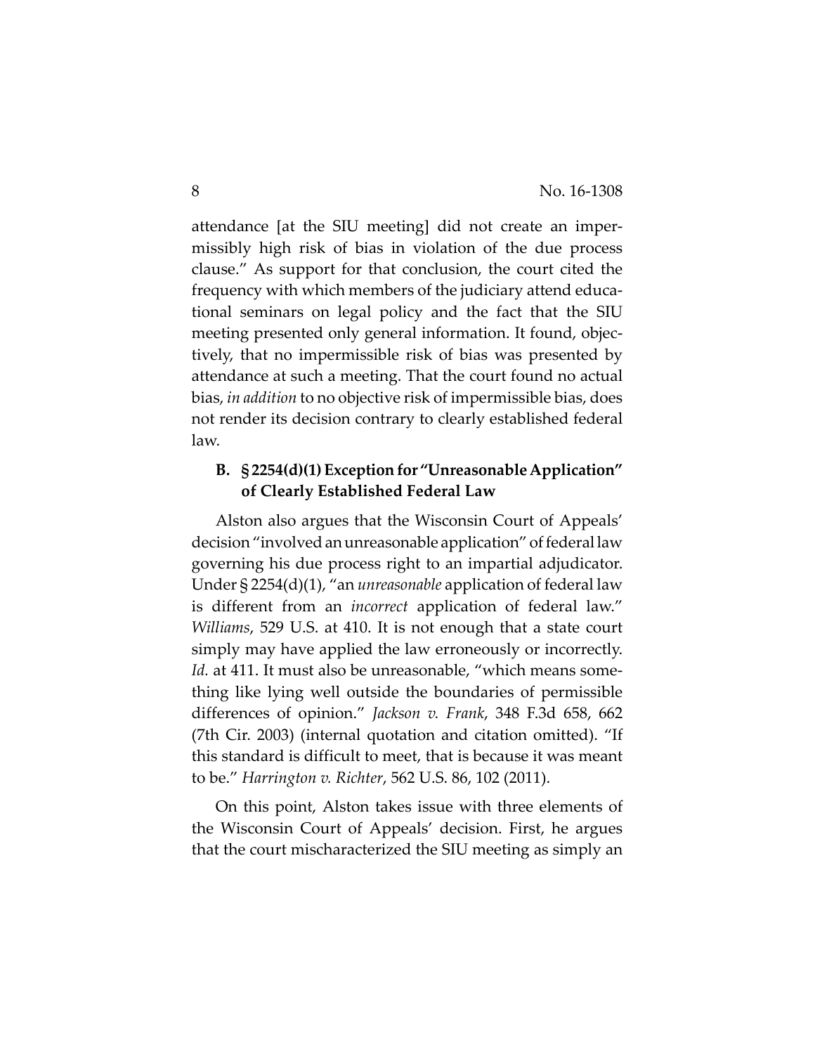attendance [at the SIU meeting] did not create an impermissibly high risk of bias in violation of the due process clause." As support for that conclusion, the court cited the frequency with which members of the judiciary attend educational seminars on legal policy and the fact that the SIU meeting presented only general information. It found, objectively, that no impermissible risk of bias was presented by attendance at such a meeting. That the court found no actual bias, *in addition* to no objective risk of impermissible bias, does not render its decision contrary to clearly established federal law.

### B. § 2254(d)(1) Exception for "Unreasonable Application" of Clearly Established Federal Law

Alston also argues that the Wisconsin Court of Appeals' decision "involved an unreasonable application" of federal law governing his due process right to an impartial adjudicator. Under § 2254(d)(1), "an *unreasonable* application of federal law is different from an *incorrect* application of federal law." *Williams*, 529 U.S. at 410. It is not enough that a state court simply may have applied the law erroneously or incorrectly. *Id.* at 411. It must also be unreasonable, "which means something like lying well outside the boundaries of permissible differences of opinion." *Jackson v. Frank*, 348 F.3d 658, 662 (7th Cir. 2003) (internal quotation and citation omitted). "If this standard is difficult to meet, that is because it was meant to be." *Harrington v. Richter*, 562 U.S. 86, 102 (2011).

On this point, Alston takes issue with three elements of the Wisconsin Court of Appeals' decision. First, he argues that the court mischaracterized the SIU meeting as simply an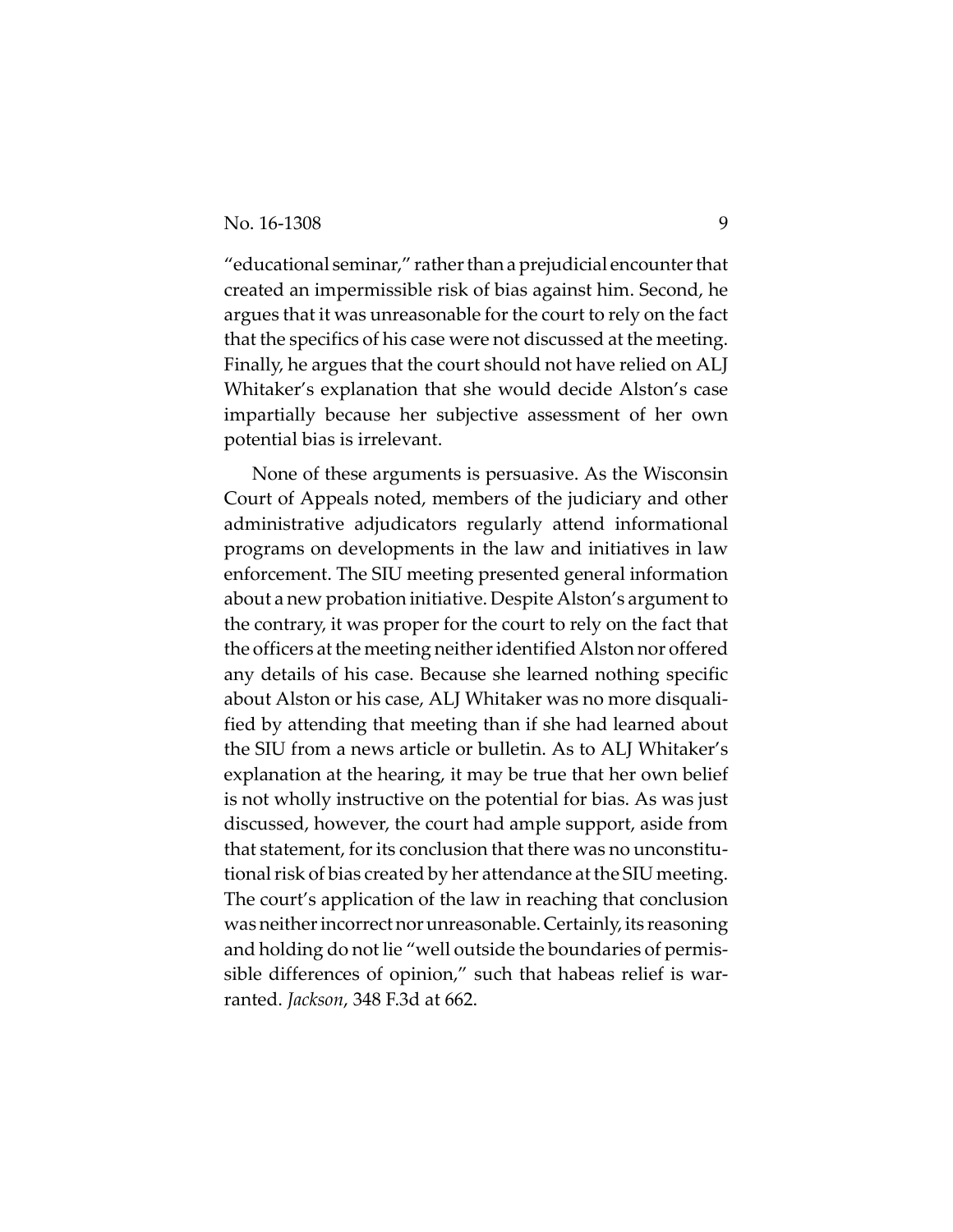"educational seminar," rather than a prejudicial encounter that created an impermissible risk of bias against him. Second, he argues that it was unreasonable for the court to rely on the fact that the specifics of his case were not discussed at the meeting. Finally, he argues that the court should not have relied on ALJ Whitaker's explanation that she would decide Alston's case impartially because her subjective assessment of her own potential bias is irrelevant.

None of these arguments is persuasive. As the Wisconsin Court of Appeals noted, members of the judiciary and other administrative adjudicators regularly attend informational programs on developments in the law and initiatives in law enforcement. The SIU meeting presented general information about a new probation initiative. Despite Alston's argument to the contrary, it was proper for the court to rely on the fact that the officers at the meeting neither identified Alston nor offered any details of his case. Because she learned nothing specific about Alston or his case, ALJ Whitaker was no more disqualified by attending that meeting than if she had learned about the SIU from a news article or bulletin. As to ALJ Whitaker's explanation at the hearing, it may be true that her own belief is not wholly instructive on the potential for bias. As was just discussed, however, the court had ample support, aside from that statement, for its conclusion that there was no unconstitutional risk of bias created by her attendance at the SIU meeting. The court's application of the law in reaching that conclusion was neither incorrect nor unreasonable. Certainly, its reasoning and holding do not lie "well outside the boundaries of permissible differences of opinion," such that habeas relief is warranted. *Jackson*, 348 F.3d at 662.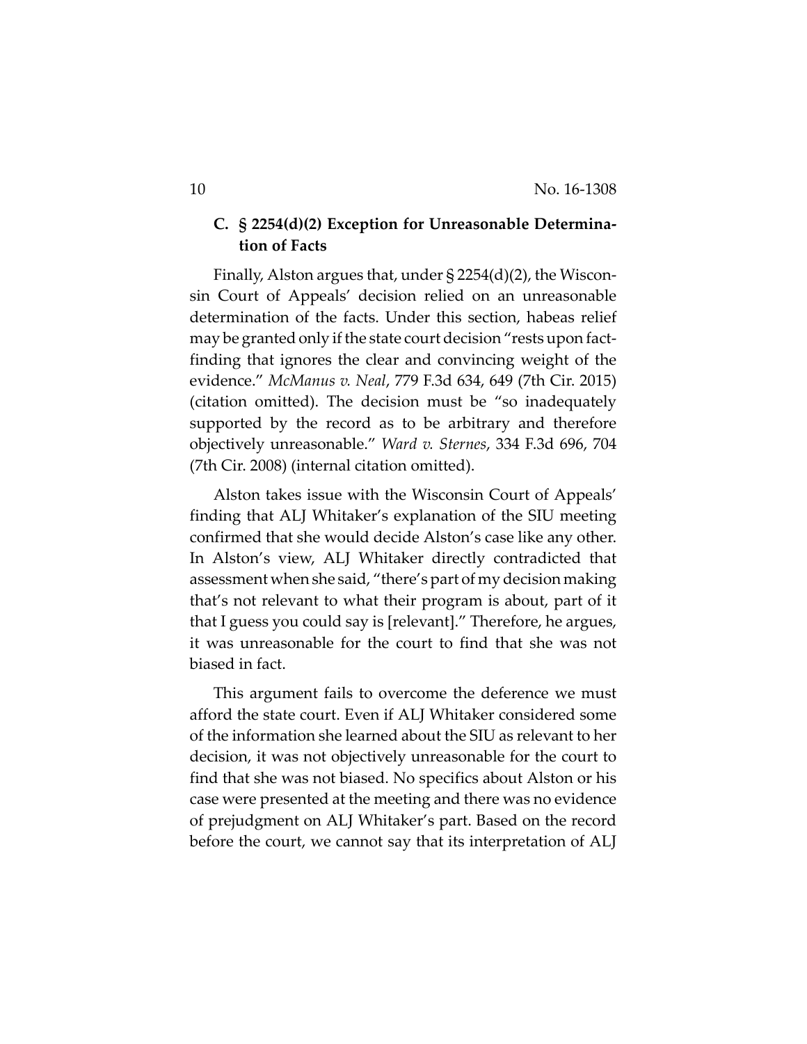### C. § 2254(d)(2) Exception for Unreasonable Determination of Facts

Finally, Alston argues that, under § 2254(d)(2), the Wisconsin Court of Appeals' decision relied on an unreasonable determination of the facts. Under this section, habeas relief may be granted only if the state court decision "rests upon fact-finding that ignores the clear and convincing weight of the evidence." *McManus v. Neal*, 779 F.3d 634, 649 (7th Cir. 2015) (citation omitted). The decision must be "so inadequately supported by the record as to be arbitrary and therefore objectively unreasonable." *Ward v. Sternes*, 334 F.3d 696, 704 (7th Cir. 2008) (internal citation omitted).

Alston takes issue with the Wisconsin Court of Appeals' finding that ALJ Whitaker's explanation of the SIU meeting confirmed that she would decide Alston's case like any other. In Alston's view, ALJ Whitaker directly contradicted that assessment when she said, "there's part of my decision making that's not relevant to what their program is about, part of it that I guess you could say is [relevant]." Therefore, he argues, it was unreasonable for the court to find that she was not biased in fact.

This argument fails to overcome the deference we must afford the state court. Even if ALJ Whitaker considered some of the information she learned about the SIU as relevant to her decision, it was not objectively unreasonable for the court to find that she was not biased. No specifics about Alston or his case were presented at the meeting and there was no evidence of prejudgment on ALJ Whitaker's part. Based on the record before the court, we cannot say that its interpretation of ALJ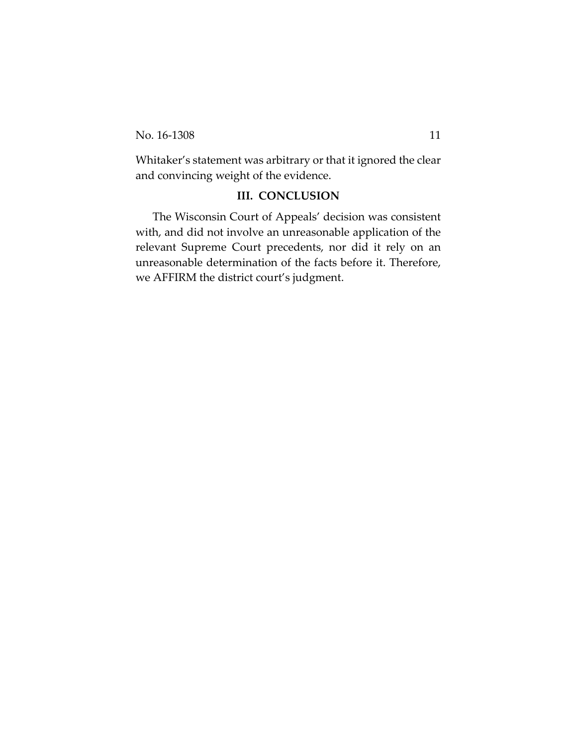Whitaker's statement was arbitrary or that it ignored the clear and convincing weight of the evidence.

## III. CONCLUSION

The Wisconsin Court of Appeals' decision was consistent with, and did not involve an unreasonable application of the relevant Supreme Court precedents, nor did it rely on an unreasonable determination of the facts before it. Therefore, we AFFIRM the district court's judgment.